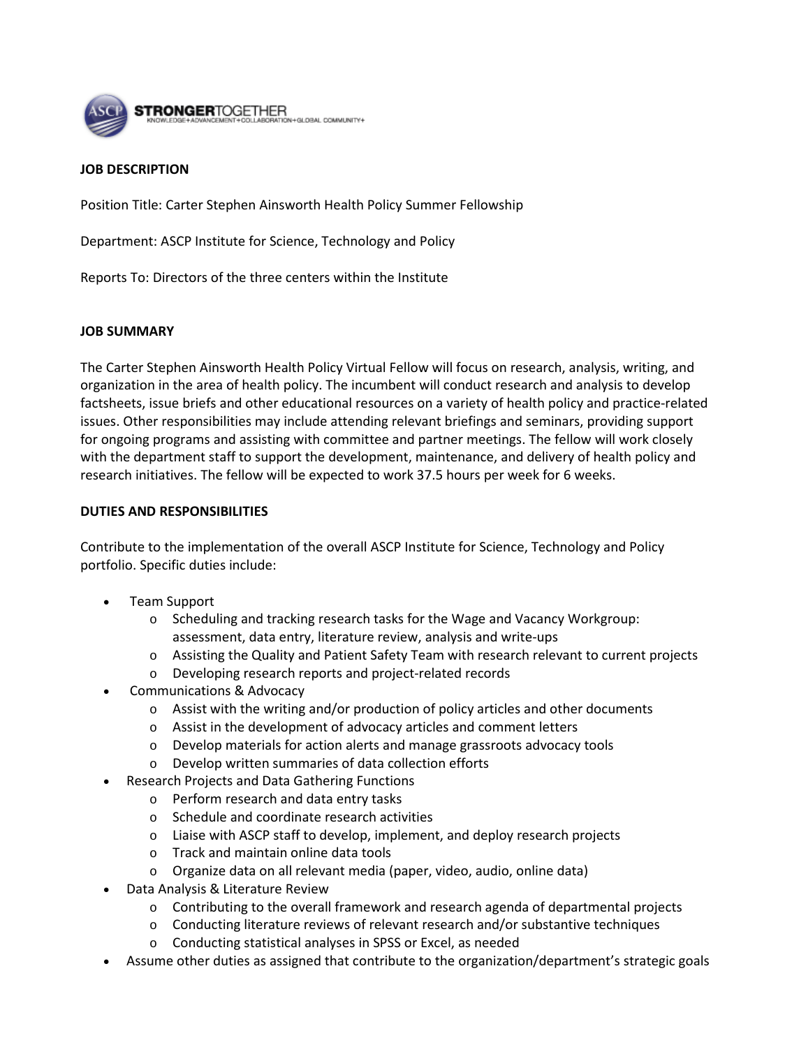STRONGERTOGETHER

KNOWLEDGE+ADVANCEMENT+COLLABORATION+GLOBAL COMMUNITY+

**JOB DESCRIPTION**

Position Title: Carter Stephen Ainsworth Health Policy Summer Fellowship

Department: ASCP Institute for Science, Technology and Policy

Reports To: Directors of the three centers within the Institute

**JOB SUMMARY**

The Carter Stephen Ainsworth Health Policy Virtual Fellow will focus on research, analysis, writing, and organization in the area of health policy. The incumbent will conduct research and analysis to develop factsheets, issue briefs and other educational resources on a variety of health policy and practice-related issues. Other responsibilities may include attending relevant briefings and seminars, providing support for ongoing programs and assisting with committee and partner meetings. The fellow will work closely with the department staff to support the development, maintenance, and delivery of health policy and research initiatives. The fellow will be expected to work 37.5 hours per week for 6 weeks.

**DUTIES AND RESPONSIBILITIES**

Contribute to the implementation of the overall ASCP Institute for Science, Technology and Policy portfolio. Specific duties include:

- Team Support
  - Scheduling and tracking research tasks for the Wage and Vacancy Workgroup: assessment, data entry, literature review, analysis and write-ups
  - Assisting the Quality and Patient Safety Team with research relevant to current projects
  - Developing research reports and project-related records
- Communications & Advocacy
  - Assist with the writing and/or production of policy articles and other documents
  - Assist in the development of advocacy articles and comment letters
  - Develop materials for action alerts and manage grassroots advocacy tools
  - Develop written summaries of data collection efforts
- Research Projects and Data Gathering Functions
  - Perform research and data entry tasks
  - Schedule and coordinate research activities
  - Liaise with ASCP staff to develop, implement, and deploy research projects
  - Track and maintain online data tools
  - Organize data on all relevant media (paper, video, audio, online data)
- Data Analysis & Literature Review
  - Contributing to the overall framework and research agenda of departmental projects
  - Conducting literature reviews of relevant research and/or substantive techniques
  - Conducting statistical analyses in SPSS or Excel, as needed
- Assume other duties as assigned that contribute to the organization/department's strategic goals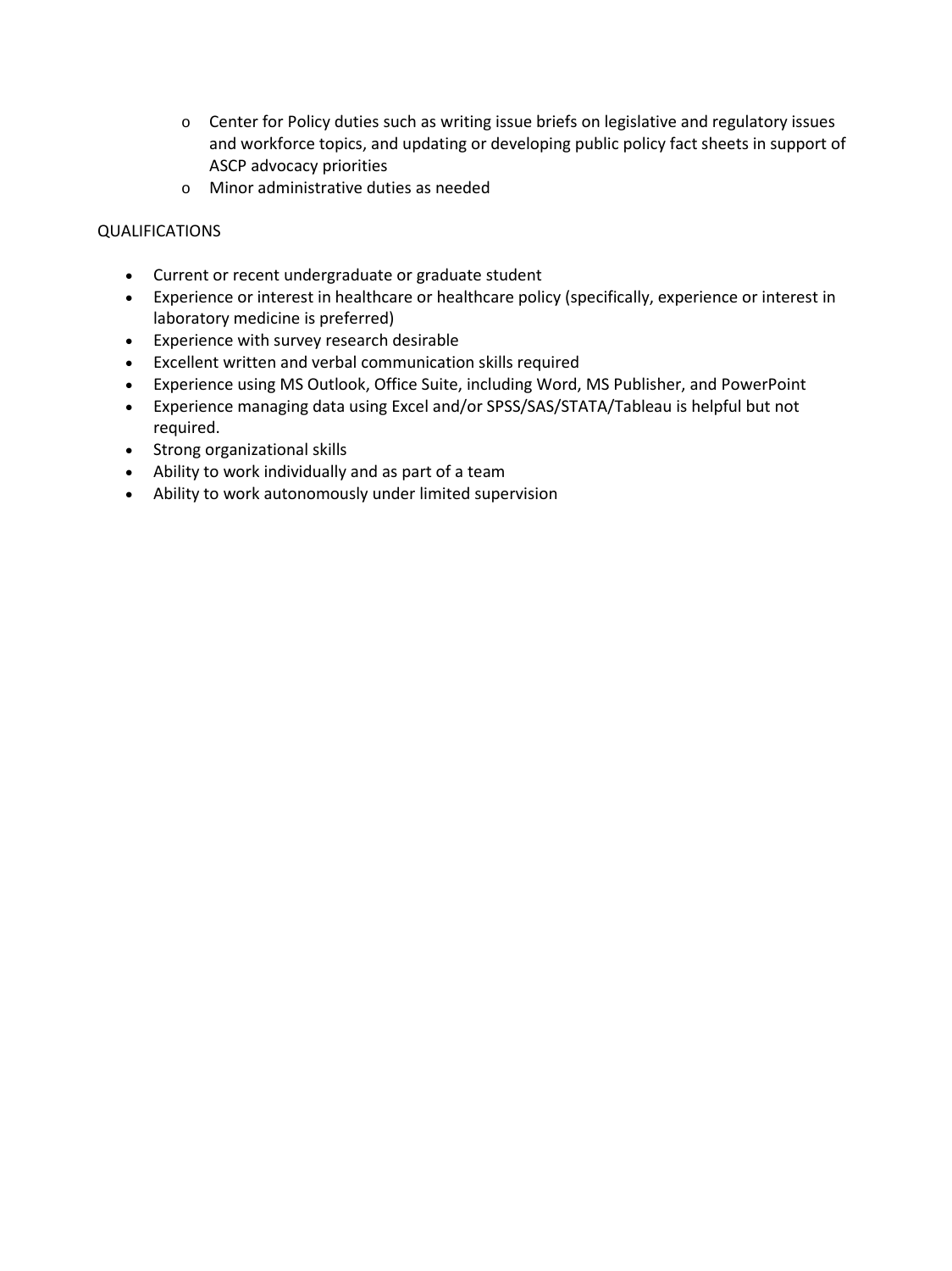- Center for Policy duties such as writing issue briefs on legislative and regulatory issues and workforce topics, and updating or developing public policy fact sheets in support of ASCP advocacy priorities
   - Minor administrative duties as needed

QUALIFICATIONS

- Current or recent undergraduate or graduate student
- Experience or interest in healthcare or healthcare policy (specifically, experience or interest in laboratory medicine is preferred)
- Experience with survey research desirable
- Excellent written and verbal communication skills required
- Experience using MS Outlook, Office Suite, including Word, MS Publisher, and PowerPoint
- Experience managing data using Excel and/or SPSS/SAS/STATA/Tableau is helpful but not required.
- Strong organizational skills
- Ability to work individually and as part of a team
- Ability to work autonomously under limited supervision